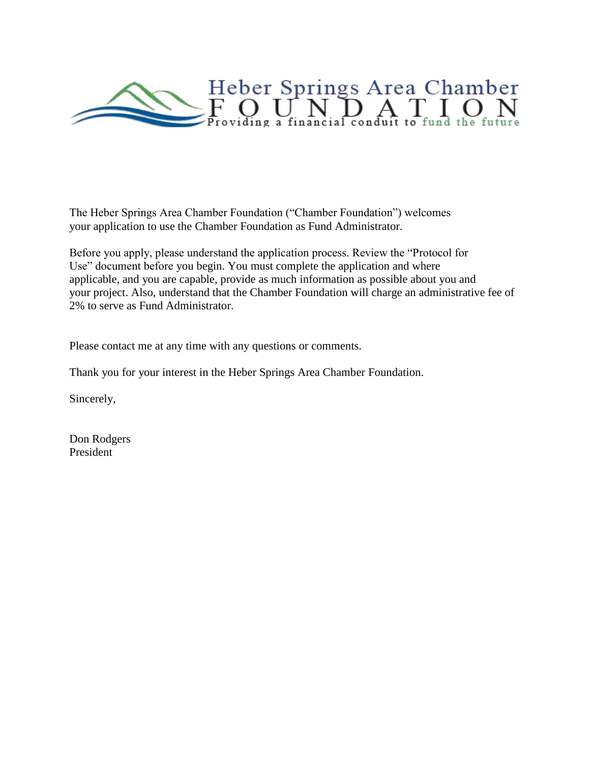Heber Springs Area Chamber
FOUNDATION
Providing a financial conduit to fund the future

The Heber Springs Area Chamber Foundation ("Chamber Foundation") welcomes your application to use the Chamber Foundation as Fund Administrator.

Before you apply, please understand the application process. Review the "Protocol for Use" document before you begin. You must complete the application and where applicable, and you are capable, provide as much information as possible about you and your project. Also, understand that the Chamber Foundation will charge an administrative fee of 2% to serve as Fund Administrator.

Please contact me at any time with any questions or comments.

Thank you for your interest in the Heber Springs Area Chamber Foundation.

Sincerely,

Don Rodgers
President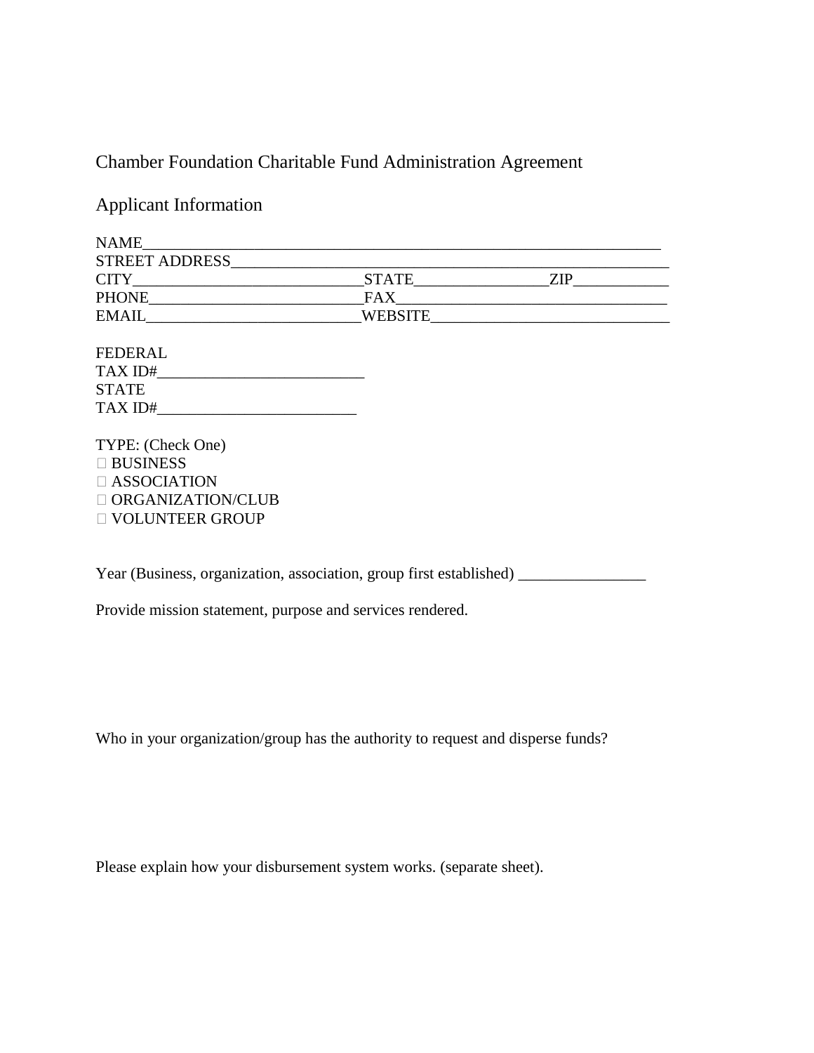Chamber Foundation Charitable Fund Administration Agreement

Applicant Information

NAME_____________________________________________________________________
STREET ADDRESS_________________________________________________________
CITY____________________________STATE________________ZIP____________
PHONE__________________________FAX_________________________________
EMAIL__________________________WEBSITE____________________________

FEDERAL
TAX ID#_________________________
STATE
TAX ID#________________________

TYPE: (Check One)
☐ BUSINESS
☐ ASSOCIATION
☐ ORGANIZATION/CLUB
☐ VOLUNTEER GROUP

Year (Business, organization, association, group first established) ________________

Provide mission statement, purpose and services rendered.

Who in your organization/group has the authority to request and disperse funds?

Please explain how your disbursement system works. (separate sheet).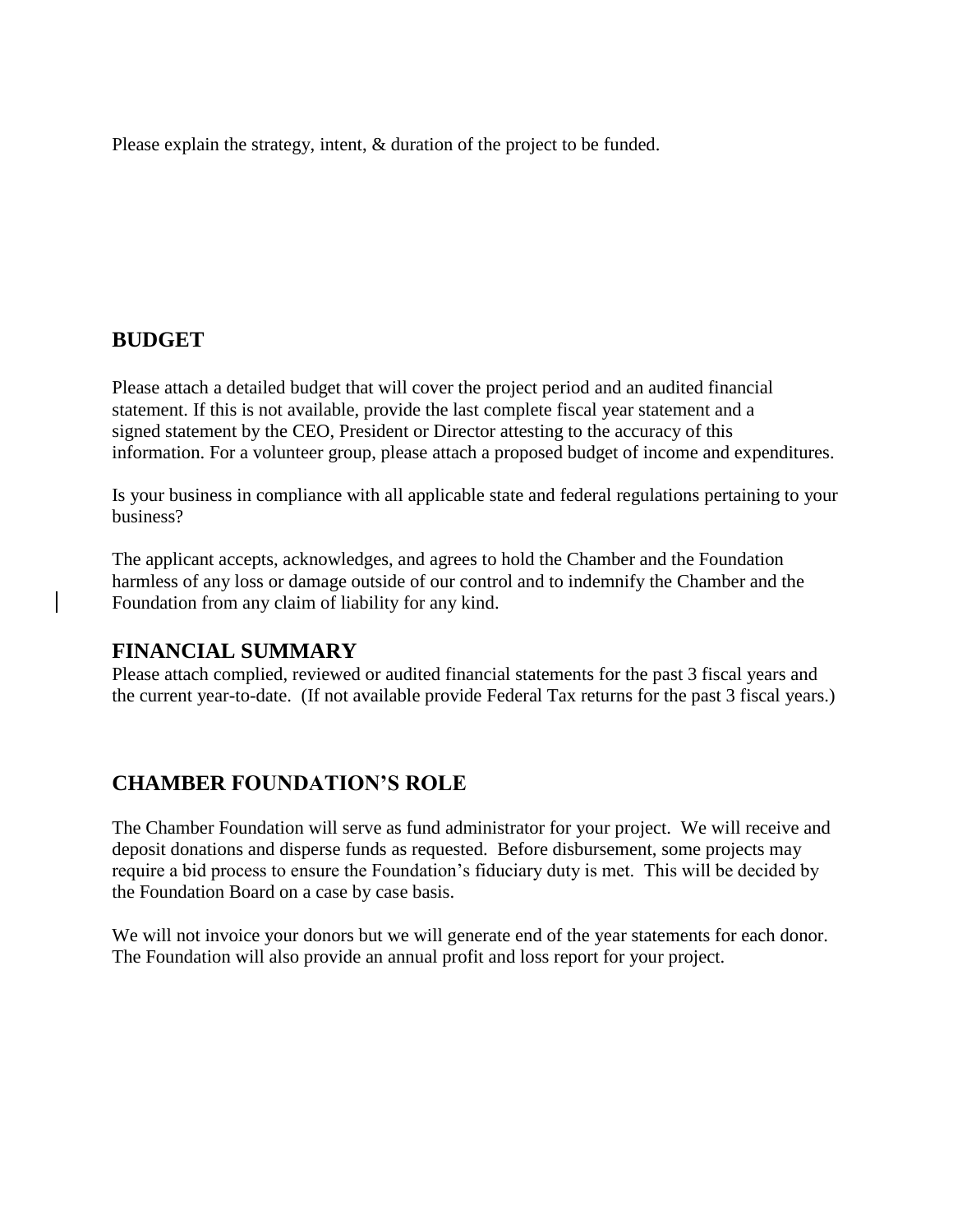Please explain the strategy, intent, & duration of the project to be funded.

## BUDGET

Please attach a detailed budget that will cover the project period and an audited financial statement. If this is not available, provide the last complete fiscal year statement and a signed statement by the CEO, President or Director attesting to the accuracy of this information. For a volunteer group, please attach a proposed budget of income and expenditures.

Is your business in compliance with all applicable state and federal regulations pertaining to your business?

The applicant accepts, acknowledges, and agrees to hold the Chamber and the Foundation harmless of any loss or damage outside of our control and to indemnify the Chamber and the Foundation from any claim of liability for any kind.

## FINANCIAL SUMMARY

Please attach complied, reviewed or audited financial statements for the past 3 fiscal years and the current year-to-date. (If not available provide Federal Tax returns for the past 3 fiscal years.)

## CHAMBER FOUNDATION'S ROLE

The Chamber Foundation will serve as fund administrator for your project. We will receive and deposit donations and disperse funds as requested. Before disbursement, some projects may require a bid process to ensure the Foundation's fiduciary duty is met. This will be decided by the Foundation Board on a case by case basis.

We will not invoice your donors but we will generate end of the year statements for each donor. The Foundation will also provide an annual profit and loss report for your project.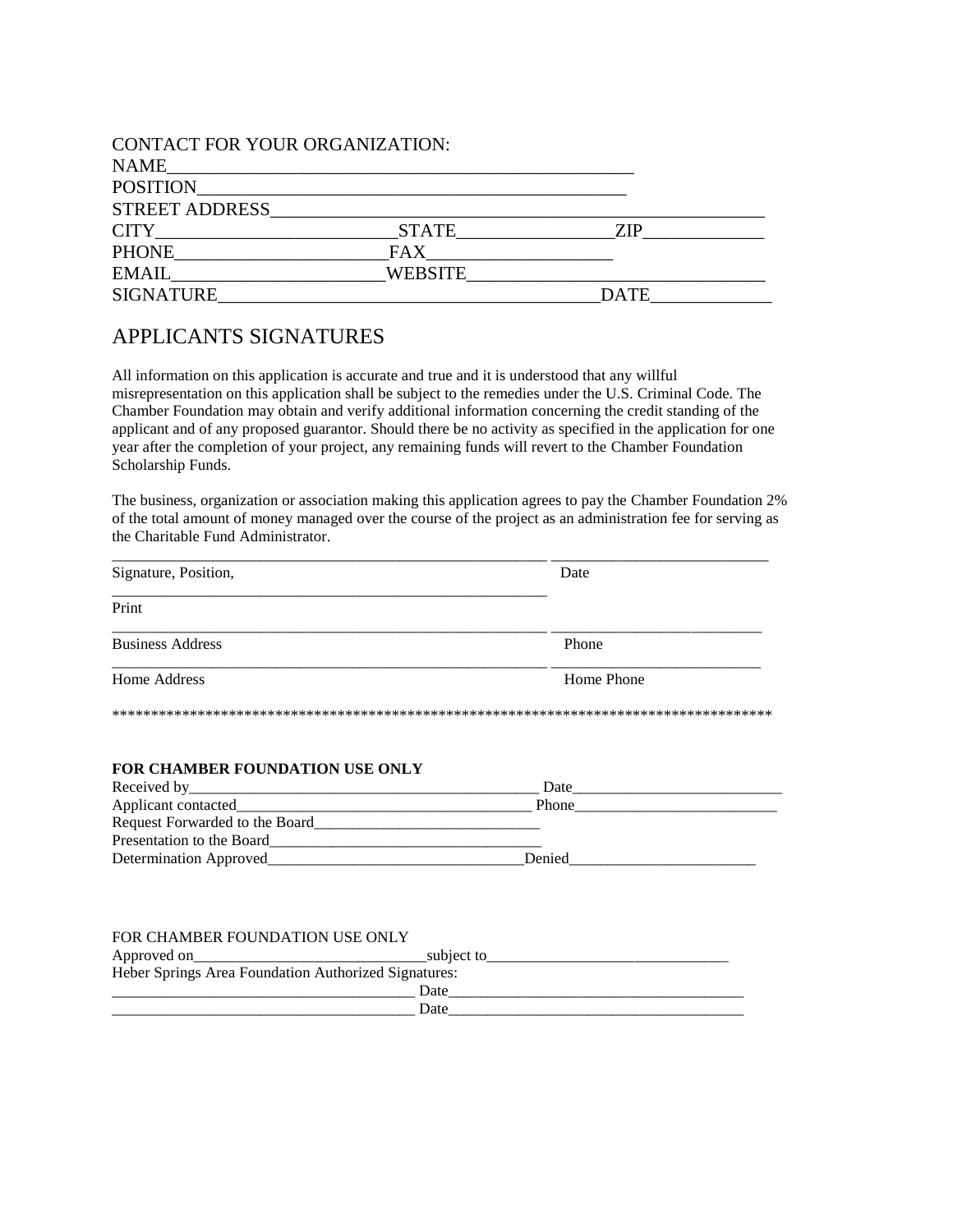CONTACT FOR YOUR ORGANIZATION:
NAME_____________________________________________________
POSITION_________________________________________________
STREET ADDRESS_______________________________________________________
CITY__________________________STATE_________________ZIP_____________
PHONE_______________________FAX____________________
EMAIL_______________________WEBSITE________________________________
SIGNATURE__________________________________________DATE_____________

## APPLICANTS SIGNATURES

All information on this application is accurate and true and it is understood that any willful misrepresentation on this application shall be subject to the remedies under the U.S. Criminal Code. The Chamber Foundation may obtain and verify additional information concerning the credit standing of the applicant and of any proposed guarantor. Should there be no activity as specified in the application for one year after the completion of your project, any remaining funds will revert to the Chamber Foundation Scholarship Funds.

The business, organization or association making this application agrees to pay the Chamber Foundation 2% of the total amount of money managed over the course of the project as an administration fee for serving as the Charitable Fund Administrator.

_________________________________________________________ ___________________________
Signature, Position, Date

_________________________________________________________
Print

_________________________________________________________ ___________________________
Business Address Phone

_________________________________________________________ ___________________________
Home Address Home Phone

****************************************************************************************

**FOR CHAMBER FOUNDATION USE ONLY**

Received by__________________________________________ Date__________________________
Applicant contacted_____________________________________ Phone_________________________
Request Forwarded to the Board_____________________________
Presentation to the Board___________________________________
Determination Approved_________________________________Denied________________________

FOR CHAMBER FOUNDATION USE ONLY

Approved on______________________________subject to______________________________
Heber Springs Area Foundation Authorized Signatures:
_______________________________________ Date______________________________________
_______________________________________ Date______________________________________